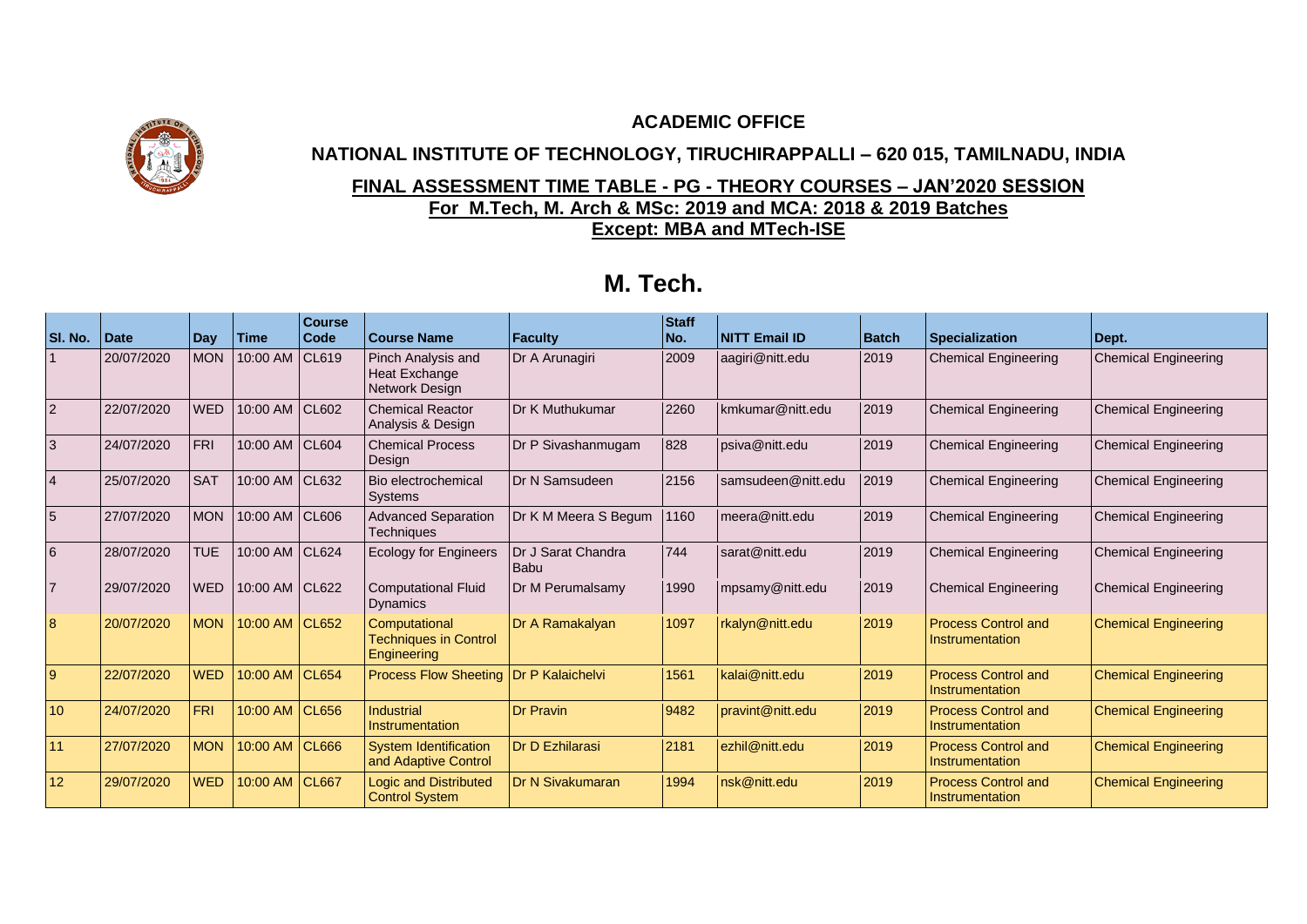**ACADEMIC OFFICE**

**NATIONAL INSTITUTE OF TECHNOLOGY, TIRUCHIRAPPALLI – 620 015, TAMILNADU, INDIA**

**FINAL ASSESSMENT TIME TABLE - PG - THEORY COURSES – JAN'2020 SESSION**

**For M.Tech, M. Arch & MSc: 2019 and MCA: 2018 & 2019 Batches**

**Except: MBA and MTech-ISE**

# M. Tech.

| Sl. No. | Date | Day | Time | Course Code | Course Name | Faculty | Staff No. | NITT Email ID | Batch | Specialization | Dept. |
|---|---|---|---|---|---|---|---|---|---|---|---|
| 1 | 20/07/2020 | MON | 10:00 AM | CL619 | Pinch Analysis and Heat Exchange Network Design | Dr A Arunagiri | 2009 | aagiri@nitt.edu | 2019 | Chemical Engineering | Chemical Engineering |
| 2 | 22/07/2020 | WED | 10:00 AM | CL602 | Chemical Reactor Analysis & Design | Dr K Muthukumar | 2260 | kmkumar@nitt.edu | 2019 | Chemical Engineering | Chemical Engineering |
| 3 | 24/07/2020 | FRI | 10:00 AM | CL604 | Chemical Process Design | Dr P Sivashanmugam | 828 | psiva@nitt.edu | 2019 | Chemical Engineering | Chemical Engineering |
| 4 | 25/07/2020 | SAT | 10:00 AM | CL632 | Bio electrochemical Systems | Dr N Samsudeen | 2156 | samsudeen@nitt.edu | 2019 | Chemical Engineering | Chemical Engineering |
| 5 | 27/07/2020 | MON | 10:00 AM | CL606 | Advanced Separation Techniques | Dr K M Meera S Begum | 1160 | meera@nitt.edu | 2019 | Chemical Engineering | Chemical Engineering |
| 6 | 28/07/2020 | TUE | 10:00 AM | CL624 | Ecology for Engineers | Dr J Sarat Chandra Babu | 744 | sarat@nitt.edu | 2019 | Chemical Engineering | Chemical Engineering |
| 7 | 29/07/2020 | WED | 10:00 AM | CL622 | Computational Fluid Dynamics | Dr M Perumalsamy | 1990 | mpsamy@nitt.edu | 2019 | Chemical Engineering | Chemical Engineering |
| 8 | 20/07/2020 | MON | 10:00 AM | CL652 | Computational Techniques in Control Engineering | Dr A Ramakalyan | 1097 | rkalyn@nitt.edu | 2019 | Process Control and Instrumentation | Chemical Engineering |
| 9 | 22/07/2020 | WED | 10:00 AM | CL654 | Process Flow Sheeting | Dr P Kalaichelvi | 1561 | kalai@nitt.edu | 2019 | Process Control and Instrumentation | Chemical Engineering |
| 10 | 24/07/2020 | FRI | 10:00 AM | CL656 | Industrial Instrumentation | Dr Pravin | 9482 | pravint@nitt.edu | 2019 | Process Control and Instrumentation | Chemical Engineering |
| 11 | 27/07/2020 | MON | 10:00 AM | CL666 | System Identification and Adaptive Control | Dr D Ezhilarasi | 2181 | ezhil@nitt.edu | 2019 | Process Control and Instrumentation | Chemical Engineering |
| 12 | 29/07/2020 | WED | 10:00 AM | CL667 | Logic and Distributed Control System | Dr N Sivakumaran | 1994 | nsk@nitt.edu | 2019 | Process Control and Instrumentation | Chemical Engineering |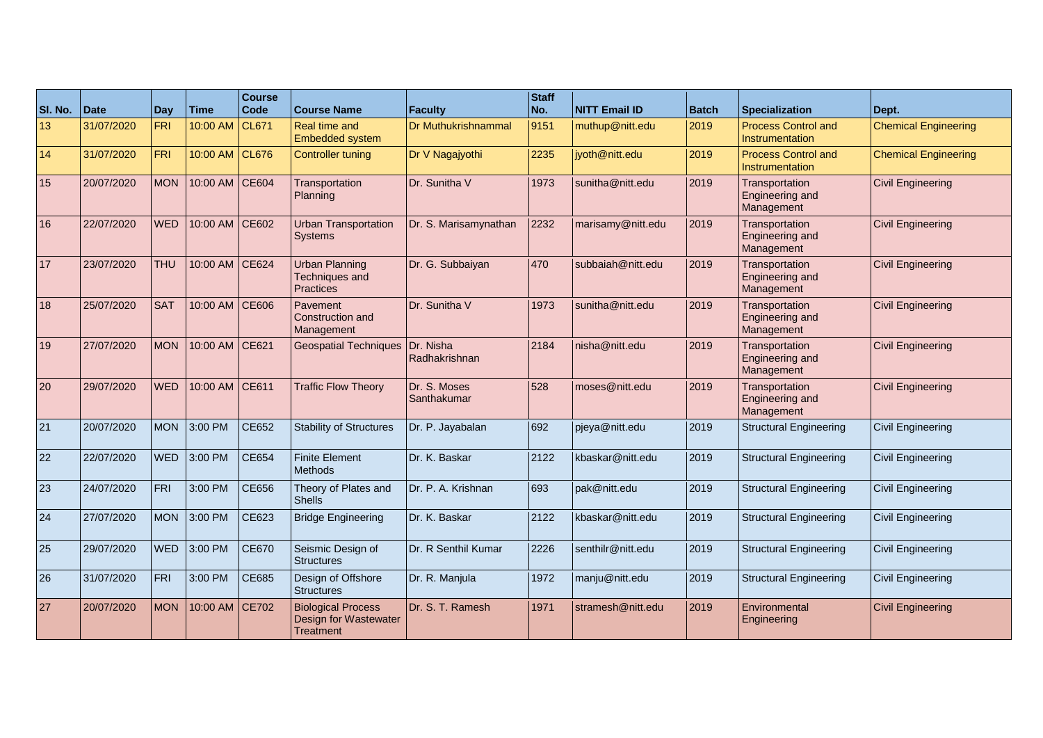| Sl. No. | Date | Day | Time | Course Code | Course Name | Faculty | Staff No. | NITT Email ID | Batch | Specialization | Dept. |
|---|---|---|---|---|---|---|---|---|---|---|---|
| 13 | 31/07/2020 | FRI | 10:00 AM | CL671 | Real time and Embedded system | Dr Muthukrishnammal | 9151 | muthup@nitt.edu | 2019 | Process Control and Instrumentation | Chemical Engineering |
| 14 | 31/07/2020 | FRI | 10:00 AM | CL676 | Controller tuning | Dr V Nagajyothi | 2235 | jyoth@nitt.edu | 2019 | Process Control and Instrumentation | Chemical Engineering |
| 15 | 20/07/2020 | MON | 10:00 AM | CE604 | Transportation Planning | Dr. Sunitha V | 1973 | sunitha@nitt.edu | 2019 | Transportation Engineering and Management | Civil Engineering |
| 16 | 22/07/2020 | WED | 10:00 AM | CE602 | Urban Transportation Systems | Dr. S. Marisamynathan | 2232 | marisamy@nitt.edu | 2019 | Transportation Engineering and Management | Civil Engineering |
| 17 | 23/07/2020 | THU | 10:00 AM | CE624 | Urban Planning Techniques and Practices | Dr. G. Subbaiyan | 470 | subbaiah@nitt.edu | 2019 | Transportation Engineering and Management | Civil Engineering |
| 18 | 25/07/2020 | SAT | 10:00 AM | CE606 | Pavement Construction and Management | Dr. Sunitha V | 1973 | sunitha@nitt.edu | 2019 | Transportation Engineering and Management | Civil Engineering |
| 19 | 27/07/2020 | MON | 10:00 AM | CE621 | Geospatial Techniques | Dr. Nisha Radhakrishnan | 2184 | nisha@nitt.edu | 2019 | Transportation Engineering and Management | Civil Engineering |
| 20 | 29/07/2020 | WED | 10:00 AM | CE611 | Traffic Flow Theory | Dr. S. Moses Santhakumar | 528 | moses@nitt.edu | 2019 | Transportation Engineering and Management | Civil Engineering |
| 21 | 20/07/2020 | MON | 3:00 PM | CE652 | Stability of Structures | Dr. P. Jayabalan | 692 | pjeya@nitt.edu | 2019 | Structural Engineering | Civil Engineering |
| 22 | 22/07/2020 | WED | 3:00 PM | CE654 | Finite Element Methods | Dr. K. Baskar | 2122 | kbaskar@nitt.edu | 2019 | Structural Engineering | Civil Engineering |
| 23 | 24/07/2020 | FRI | 3:00 PM | CE656 | Theory of Plates and Shells | Dr. P. A. Krishnan | 693 | pak@nitt.edu | 2019 | Structural Engineering | Civil Engineering |
| 24 | 27/07/2020 | MON | 3:00 PM | CE623 | Bridge Engineering | Dr. K. Baskar | 2122 | kbaskar@nitt.edu | 2019 | Structural Engineering | Civil Engineering |
| 25 | 29/07/2020 | WED | 3:00 PM | CE670 | Seismic Design of Structures | Dr. R Senthil Kumar | 2226 | senthilr@nitt.edu | 2019 | Structural Engineering | Civil Engineering |
| 26 | 31/07/2020 | FRI | 3:00 PM | CE685 | Design of Offshore Structures | Dr. R. Manjula | 1972 | manju@nitt.edu | 2019 | Structural Engineering | Civil Engineering |
| 27 | 20/07/2020 | MON | 10:00 AM | CE702 | Biological Process Design for Wastewater Treatment | Dr. S. T. Ramesh | 1971 | stramesh@nitt.edu | 2019 | Environmental Engineering | Civil Engineering |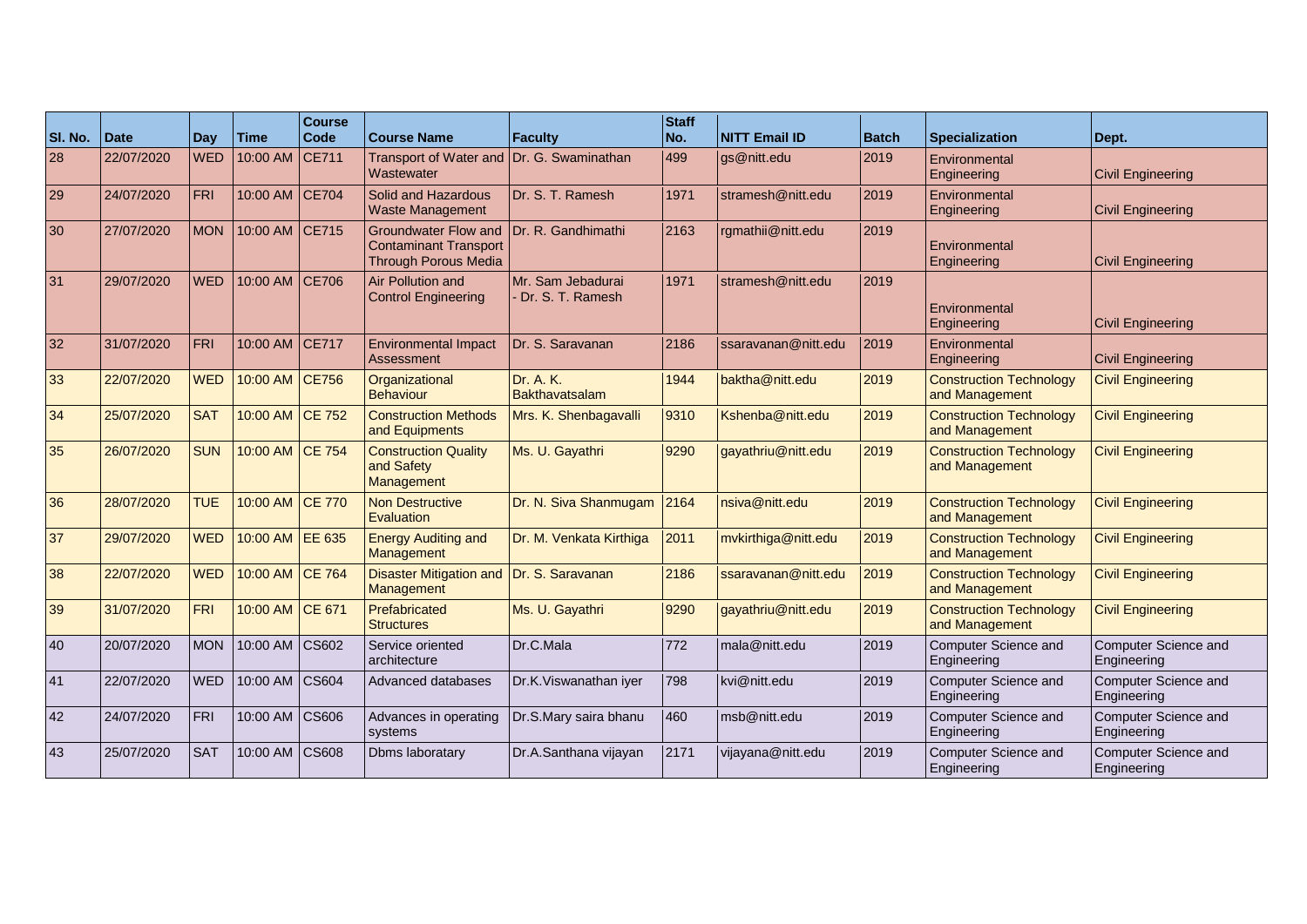| Sl. No. | Date | Day | Time | Course Code | Course Name | Faculty | Staff No. | NITT Email ID | Batch | Specialization | Dept. |
|---|---|---|---|---|---|---|---|---|---|---|---|
| 28 | 22/07/2020 | WED | 10:00 AM | CE711 | Transport of Water and Wastewater | Dr. G. Swaminathan | 499 | gs@nitt.edu | 2019 | Environmental Engineering | Civil Engineering |
| 29 | 24/07/2020 | FRI | 10:00 AM | CE704 | Solid and Hazardous Waste Management | Dr. S. T. Ramesh | 1971 | stramesh@nitt.edu | 2019 | Environmental Engineering | Civil Engineering |
| 30 | 27/07/2020 | MON | 10:00 AM | CE715 | Groundwater Flow and Contaminant Transport Through Porous Media | Dr. R. Gandhimathi | 2163 | rgmathii@nitt.edu | 2019 | Environmental Engineering | Civil Engineering |
| 31 | 29/07/2020 | WED | 10:00 AM | CE706 | Air Pollution and Control Engineering | Mr. Sam Jebadurai - Dr. S. T. Ramesh | 1971 | stramesh@nitt.edu | 2019 | Environmental Engineering | Civil Engineering |
| 32 | 31/07/2020 | FRI | 10:00 AM | CE717 | Environmental Impact Assessment | Dr. S. Saravanan | 2186 | ssaravanan@nitt.edu | 2019 | Environmental Engineering | Civil Engineering |
| 33 | 22/07/2020 | WED | 10:00 AM | CE756 | Organizational Behaviour | Dr. A. K. Bakthavatsalam | 1944 | baktha@nitt.edu | 2019 | Construction Technology and Management | Civil Engineering |
| 34 | 25/07/2020 | SAT | 10:00 AM | CE 752 | Construction Methods and Equipments | Mrs. K. Shenbagavalli | 9310 | Kshenba@nitt.edu | 2019 | Construction Technology and Management | Civil Engineering |
| 35 | 26/07/2020 | SUN | 10:00 AM | CE 754 | Construction Quality and Safety Management | Ms. U. Gayathri | 9290 | gayathriu@nitt.edu | 2019 | Construction Technology and Management | Civil Engineering |
| 36 | 28/07/2020 | TUE | 10:00 AM | CE 770 | Non Destructive Evaluation | Dr. N. Siva Shanmugam | 2164 | nsiva@nitt.edu | 2019 | Construction Technology and Management | Civil Engineering |
| 37 | 29/07/2020 | WED | 10:00 AM | EE 635 | Energy Auditing and Management | Dr. M. Venkata Kirthiga | 2011 | mvkirthiga@nitt.edu | 2019 | Construction Technology and Management | Civil Engineering |
| 38 | 22/07/2020 | WED | 10:00 AM | CE 764 | Disaster Mitigation and Management | Dr. S. Saravanan | 2186 | ssaravanan@nitt.edu | 2019 | Construction Technology and Management | Civil Engineering |
| 39 | 31/07/2020 | FRI | 10:00 AM | CE 671 | Prefabricated Structures | Ms. U. Gayathri | 9290 | gayathriu@nitt.edu | 2019 | Construction Technology and Management | Civil Engineering |
| 40 | 20/07/2020 | MON | 10:00 AM | CS602 | Service oriented architecture | Dr.C.Mala | 772 | mala@nitt.edu | 2019 | Computer Science and Engineering | Computer Science and Engineering |
| 41 | 22/07/2020 | WED | 10:00 AM | CS604 | Advanced databases | Dr.K.Viswanathan iyer | 798 | kvi@nitt.edu | 2019 | Computer Science and Engineering | Computer Science and Engineering |
| 42 | 24/07/2020 | FRI | 10:00 AM | CS606 | Advances in operating systems | Dr.S.Mary saira bhanu | 460 | msb@nitt.edu | 2019 | Computer Science and Engineering | Computer Science and Engineering |
| 43 | 25/07/2020 | SAT | 10:00 AM | CS608 | Dbms laboratary | Dr.A.Santhana vijayan | 2171 | vijayana@nitt.edu | 2019 | Computer Science and Engineering | Computer Science and Engineering |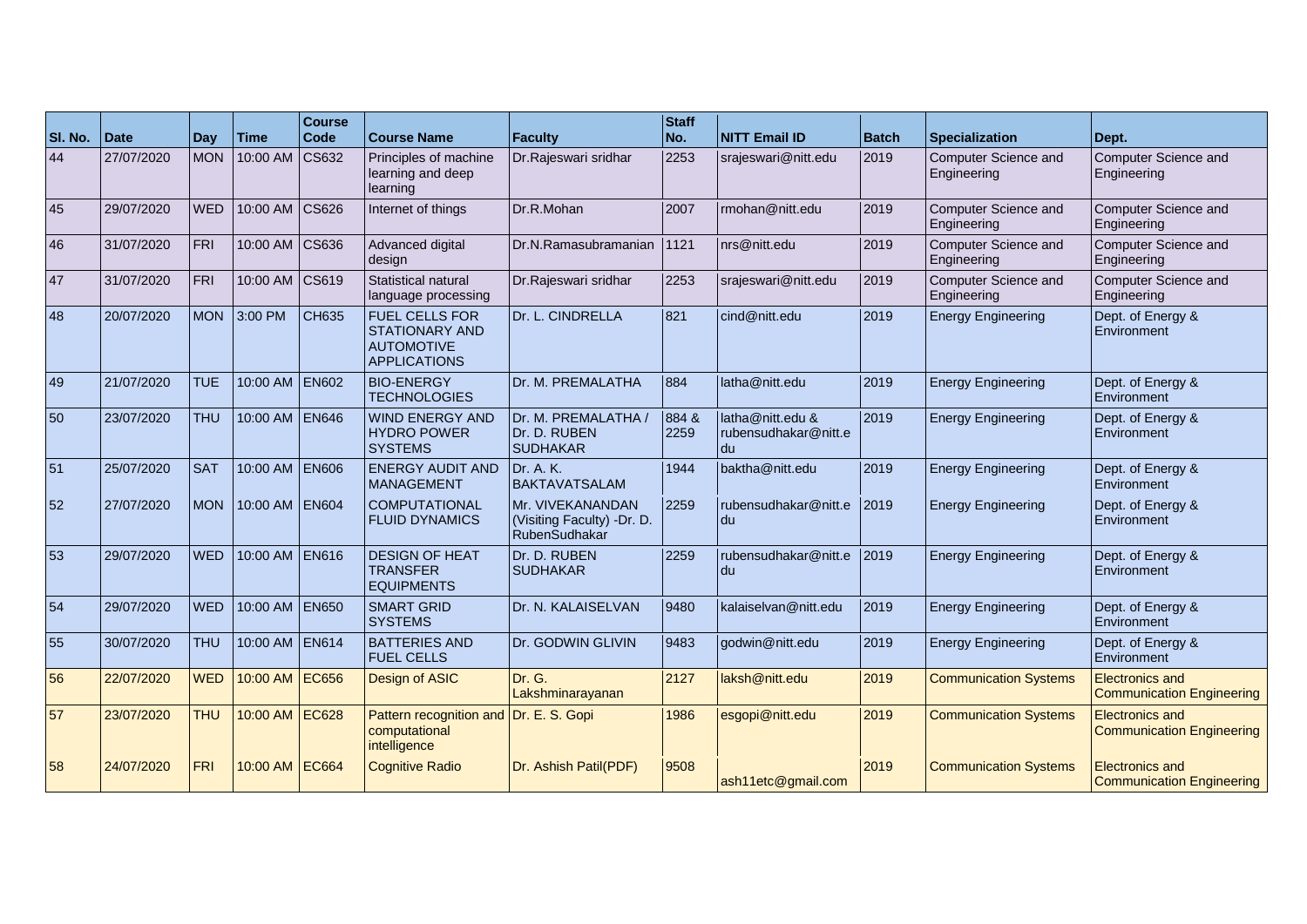| Sl. No. | Date | Day | Time | Course Code | Course Name | Faculty | Staff No. | NITT Email ID | Batch | Specialization | Dept. |
|---|---|---|---|---|---|---|---|---|---|---|---|
| 44 | 27/07/2020 | MON | 10:00 AM | CS632 | Principles of machine learning and deep learning | Dr.Rajeswari sridhar | 2253 | srajeswari@nitt.edu | 2019 | Computer Science and Engineering | Computer Science and Engineering |
| 45 | 29/07/2020 | WED | 10:00 AM | CS626 | Internet of things | Dr.R.Mohan | 2007 | rmohan@nitt.edu | 2019 | Computer Science and Engineering | Computer Science and Engineering |
| 46 | 31/07/2020 | FRI | 10:00 AM | CS636 | Advanced digital design | Dr.N.Ramasubramanian | 1121 | nrs@nitt.edu | 2019 | Computer Science and Engineering | Computer Science and Engineering |
| 47 | 31/07/2020 | FRI | 10:00 AM | CS619 | Statistical natural language processing | Dr.Rajeswari sridhar | 2253 | srajeswari@nitt.edu | 2019 | Computer Science and Engineering | Computer Science and Engineering |
| 48 | 20/07/2020 | MON | 3:00 PM | CH635 | FUEL CELLS FOR STATIONARY AND AUTOMOTIVE APPLICATIONS | Dr. L. CINDRELLA | 821 | cind@nitt.edu | 2019 | Energy Engineering | Dept. of Energy & Environment |
| 49 | 21/07/2020 | TUE | 10:00 AM | EN602 | BIO-ENERGY TECHNOLOGIES | Dr. M. PREMALATHA | 884 | latha@nitt.edu | 2019 | Energy Engineering | Dept. of Energy & Environment |
| 50 | 23/07/2020 | THU | 10:00 AM | EN646 | WIND ENERGY AND HYDRO POWER SYSTEMS | Dr. M. PREMALATHA / Dr. D. RUBEN SUDHAKAR | 884 & 2259 | latha@nitt.edu & rubensudhakar@nitt.edu | 2019 | Energy Engineering | Dept. of Energy & Environment |
| 51 | 25/07/2020 | SAT | 10:00 AM | EN606 | ENERGY AUDIT AND MANAGEMENT | Dr. A. K. BAKTAVATSALAM | 1944 | baktha@nitt.edu | 2019 | Energy Engineering | Dept. of Energy & Environment |
| 52 | 27/07/2020 | MON | 10:00 AM | EN604 | COMPUTATIONAL FLUID DYNAMICS | Mr. VIVEKANANDAN (Visiting Faculty) -Dr. D. RubenSudhakar | 2259 | rubensudhakar@nitt.edu | 2019 | Energy Engineering | Dept. of Energy & Environment |
| 53 | 29/07/2020 | WED | 10:00 AM | EN616 | DESIGN OF HEAT TRANSFER EQUIPMENTS | Dr. D. RUBEN SUDHAKAR | 2259 | rubensudhakar@nitt.edu | 2019 | Energy Engineering | Dept. of Energy & Environment |
| 54 | 29/07/2020 | WED | 10:00 AM | EN650 | SMART GRID SYSTEMS | Dr. N. KALAISELVAN | 9480 | kalaiselvan@nitt.edu | 2019 | Energy Engineering | Dept. of Energy & Environment |
| 55 | 30/07/2020 | THU | 10:00 AM | EN614 | BATTERIES AND FUEL CELLS | Dr. GODWIN GLIVIN | 9483 | godwin@nitt.edu | 2019 | Energy Engineering | Dept. of Energy & Environment |
| 56 | 22/07/2020 | WED | 10:00 AM | EC656 | Design of ASIC | Dr. G. Lakshminarayanan | 2127 | laksh@nitt.edu | 2019 | Communication Systems | Electronics and Communication Engineering |
| 57 | 23/07/2020 | THU | 10:00 AM | EC628 | Pattern recognition and computational intelligence | Dr. E. S. Gopi | 1986 | esgopi@nitt.edu | 2019 | Communication Systems | Electronics and Communication Engineering |
| 58 | 24/07/2020 | FRI | 10:00 AM | EC664 | Cognitive Radio | Dr. Ashish Patil(PDF) | 9508 | ash11etc@gmail.com | 2019 | Communication Systems | Electronics and Communication Engineering |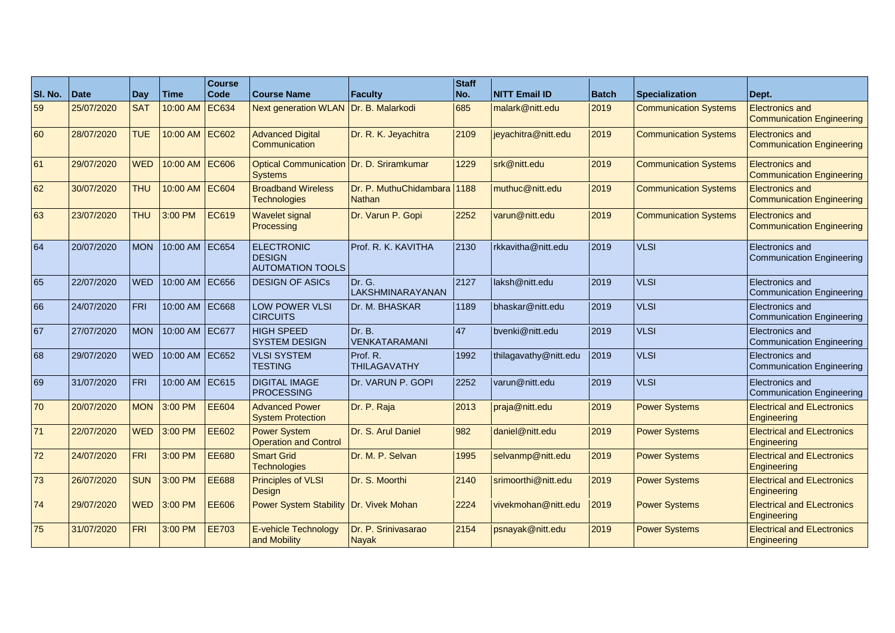| Sl. No. | Date | Day | Time | Course Code | Course Name | Faculty | Staff No. | NITT Email ID | Batch | Specialization | Dept. |
|---|---|---|---|---|---|---|---|---|---|---|---|
| 59 | 25/07/2020 | SAT | 10:00 AM | EC634 | Next generation WLAN | Dr. B. Malarkodi | 685 | malark@nitt.edu | 2019 | Communication Systems | Electronics and Communication Engineering |
| 60 | 28/07/2020 | TUE | 10:00 AM | EC602 | Advanced Digital Communication | Dr. R. K. Jeyachitra | 2109 | jeyachitra@nitt.edu | 2019 | Communication Systems | Electronics and Communication Engineering |
| 61 | 29/07/2020 | WED | 10:00 AM | EC606 | Optical Communication Systems | Dr. D. Sriramkumar | 1229 | srk@nitt.edu | 2019 | Communication Systems | Electronics and Communication Engineering |
| 62 | 30/07/2020 | THU | 10:00 AM | EC604 | Broadband Wireless Technologies | Dr. P. MuthuChidambara Nathan | 1188 | muthuc@nitt.edu | 2019 | Communication Systems | Electronics and Communication Engineering |
| 63 | 23/07/2020 | THU | 3:00 PM | EC619 | Wavelet signal Processing | Dr. Varun P. Gopi | 2252 | varun@nitt.edu | 2019 | Communication Systems | Electronics and Communication Engineering |
| 64 | 20/07/2020 | MON | 10:00 AM | EC654 | ELECTRONIC DESIGN AUTOMATION TOOLS | Prof. R. K. KAVITHA | 2130 | rkkavitha@nitt.edu | 2019 | VLSI | Electronics and Communication Engineering |
| 65 | 22/07/2020 | WED | 10:00 AM | EC656 | DESIGN OF ASICs | Dr. G. LAKSHMINARAYANAN | 2127 | laksh@nitt.edu | 2019 | VLSI | Electronics and Communication Engineering |
| 66 | 24/07/2020 | FRI | 10:00 AM | EC668 | LOW POWER VLSI CIRCUITS | Dr. M. BHASKAR | 1189 | bhaskar@nitt.edu | 2019 | VLSI | Electronics and Communication Engineering |
| 67 | 27/07/2020 | MON | 10:00 AM | EC677 | HIGH SPEED SYSTEM DESIGN | Dr. B. VENKATARAMANI | 47 | bvenki@nitt.edu | 2019 | VLSI | Electronics and Communication Engineering |
| 68 | 29/07/2020 | WED | 10:00 AM | EC652 | VLSI SYSTEM TESTING | Prof. R. THILAGAVATHY | 1992 | thilagavathy@nitt.edu | 2019 | VLSI | Electronics and Communication Engineering |
| 69 | 31/07/2020 | FRI | 10:00 AM | EC615 | DIGITAL IMAGE PROCESSING | Dr. VARUN P. GOPI | 2252 | varun@nitt.edu | 2019 | VLSI | Electronics and Communication Engineering |
| 70 | 20/07/2020 | MON | 3:00 PM | EE604 | Advanced Power System Protection | Dr. P. Raja | 2013 | praja@nitt.edu | 2019 | Power Systems | Electrical and ELectronics Engineering |
| 71 | 22/07/2020 | WED | 3:00 PM | EE602 | Power System Operation and Control | Dr. S. Arul Daniel | 982 | daniel@nitt.edu | 2019 | Power Systems | Electrical and ELectronics Engineering |
| 72 | 24/07/2020 | FRI | 3:00 PM | EE680 | Smart Grid Technologies | Dr. M. P. Selvan | 1995 | selvanmp@nitt.edu | 2019 | Power Systems | Electrical and ELectronics Engineering |
| 73 | 26/07/2020 | SUN | 3:00 PM | EE688 | Principles of VLSI Design | Dr. S. Moorthi | 2140 | srimoorthi@nitt.edu | 2019 | Power Systems | Electrical and ELectronics Engineering |
| 74 | 29/07/2020 | WED | 3:00 PM | EE606 | Power System Stability | Dr. Vivek Mohan | 2224 | vivekmohan@nitt.edu | 2019 | Power Systems | Electrical and ELectronics Engineering |
| 75 | 31/07/2020 | FRI | 3:00 PM | EE703 | E-vehicle Technology and Mobility | Dr. P. Srinivasarao Nayak | 2154 | psnayak@nitt.edu | 2019 | Power Systems | Electrical and ELectronics Engineering |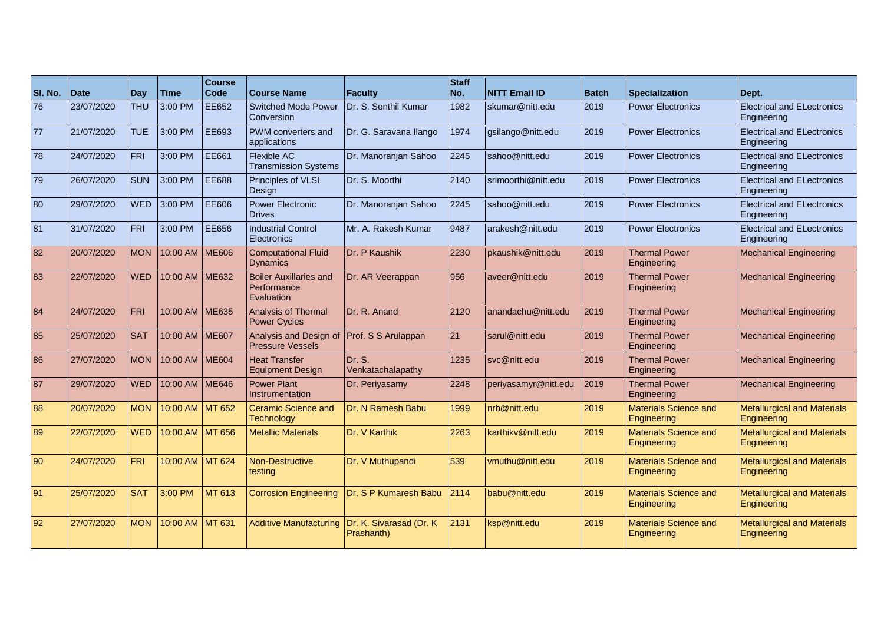| Sl. No. | Date | Day | Time | Course Code | Course Name | Faculty | Staff No. | NITT Email ID | Batch | Specialization | Dept. |
|---|---|---|---|---|---|---|---|---|---|---|---|
| 76 | 23/07/2020 | THU | 3:00 PM | EE652 | Switched Mode Power Conversion | Dr. S. Senthil Kumar | 1982 | skumar@nitt.edu | 2019 | Power Electronics | Electrical and ELectronics Engineering |
| 77 | 21/07/2020 | TUE | 3:00 PM | EE693 | PWM converters and applications | Dr. G. Saravana Ilango | 1974 | gsilango@nitt.edu | 2019 | Power Electronics | Electrical and ELectronics Engineering |
| 78 | 24/07/2020 | FRI | 3:00 PM | EE661 | Flexible AC Transmission Systems | Dr. Manoranjan Sahoo | 2245 | sahoo@nitt.edu | 2019 | Power Electronics | Electrical and ELectronics Engineering |
| 79 | 26/07/2020 | SUN | 3:00 PM | EE688 | Principles of VLSI Design | Dr. S. Moorthi | 2140 | srimoorthi@nitt.edu | 2019 | Power Electronics | Electrical and ELectronics Engineering |
| 80 | 29/07/2020 | WED | 3:00 PM | EE606 | Power Electronic Drives | Dr. Manoranjan Sahoo | 2245 | sahoo@nitt.edu | 2019 | Power Electronics | Electrical and ELectronics Engineering |
| 81 | 31/07/2020 | FRI | 3:00 PM | EE656 | Industrial Control Electronics | Mr. A. Rakesh Kumar | 9487 | arakesh@nitt.edu | 2019 | Power Electronics | Electrical and ELectronics Engineering |
| 82 | 20/07/2020 | MON | 10:00 AM | ME606 | Computational Fluid Dynamics | Dr. P Kaushik | 2230 | pkaushik@nitt.edu | 2019 | Thermal Power Engineering | Mechanical Engineering |
| 83 | 22/07/2020 | WED | 10:00 AM | ME632 | Boiler Auxillaries and Performance Evaluation | Dr. AR Veerappan | 956 | aveer@nitt.edu | 2019 | Thermal Power Engineering | Mechanical Engineering |
| 84 | 24/07/2020 | FRI | 10:00 AM | ME635 | Analysis of Thermal Power Cycles | Dr. R. Anand | 2120 | anandachu@nitt.edu | 2019 | Thermal Power Engineering | Mechanical Engineering |
| 85 | 25/07/2020 | SAT | 10:00 AM | ME607 | Analysis and Design of Pressure Vessels | Prof. S S Arulappan | 21 | sarul@nitt.edu | 2019 | Thermal Power Engineering | Mechanical Engineering |
| 86 | 27/07/2020 | MON | 10:00 AM | ME604 | Heat Transfer Equipment Design | Dr. S. Venkatachalapathy | 1235 | svc@nitt.edu | 2019 | Thermal Power Engineering | Mechanical Engineering |
| 87 | 29/07/2020 | WED | 10:00 AM | ME646 | Power Plant Instrumentation | Dr. Periyasamy | 2248 | periyasamyr@nitt.edu | 2019 | Thermal Power Engineering | Mechanical Engineering |
| 88 | 20/07/2020 | MON | 10:00 AM | MT 652 | Ceramic Science and Technology | Dr. N Ramesh Babu | 1999 | nrb@nitt.edu | 2019 | Materials Science and Engineering | Metallurgical and Materials Engineering |
| 89 | 22/07/2020 | WED | 10:00 AM | MT 656 | Metallic Materials | Dr. V Karthik | 2263 | karthikv@nitt.edu | 2019 | Materials Science and Engineering | Metallurgical and Materials Engineering |
| 90 | 24/07/2020 | FRI | 10:00 AM | MT 624 | Non-Destructive testing | Dr. V Muthupandi | 539 | vmuthu@nitt.edu | 2019 | Materials Science and Engineering | Metallurgical and Materials Engineering |
| 91 | 25/07/2020 | SAT | 3:00 PM | MT 613 | Corrosion Engineering | Dr. S P Kumaresh Babu | 2114 | babu@nitt.edu | 2019 | Materials Science and Engineering | Metallurgical and Materials Engineering |
| 92 | 27/07/2020 | MON | 10:00 AM | MT 631 | Additive Manufacturing | Dr. K. Sivarasad (Dr. K Prashanth) | 2131 | ksp@nitt.edu | 2019 | Materials Science and Engineering | Metallurgical and Materials Engineering |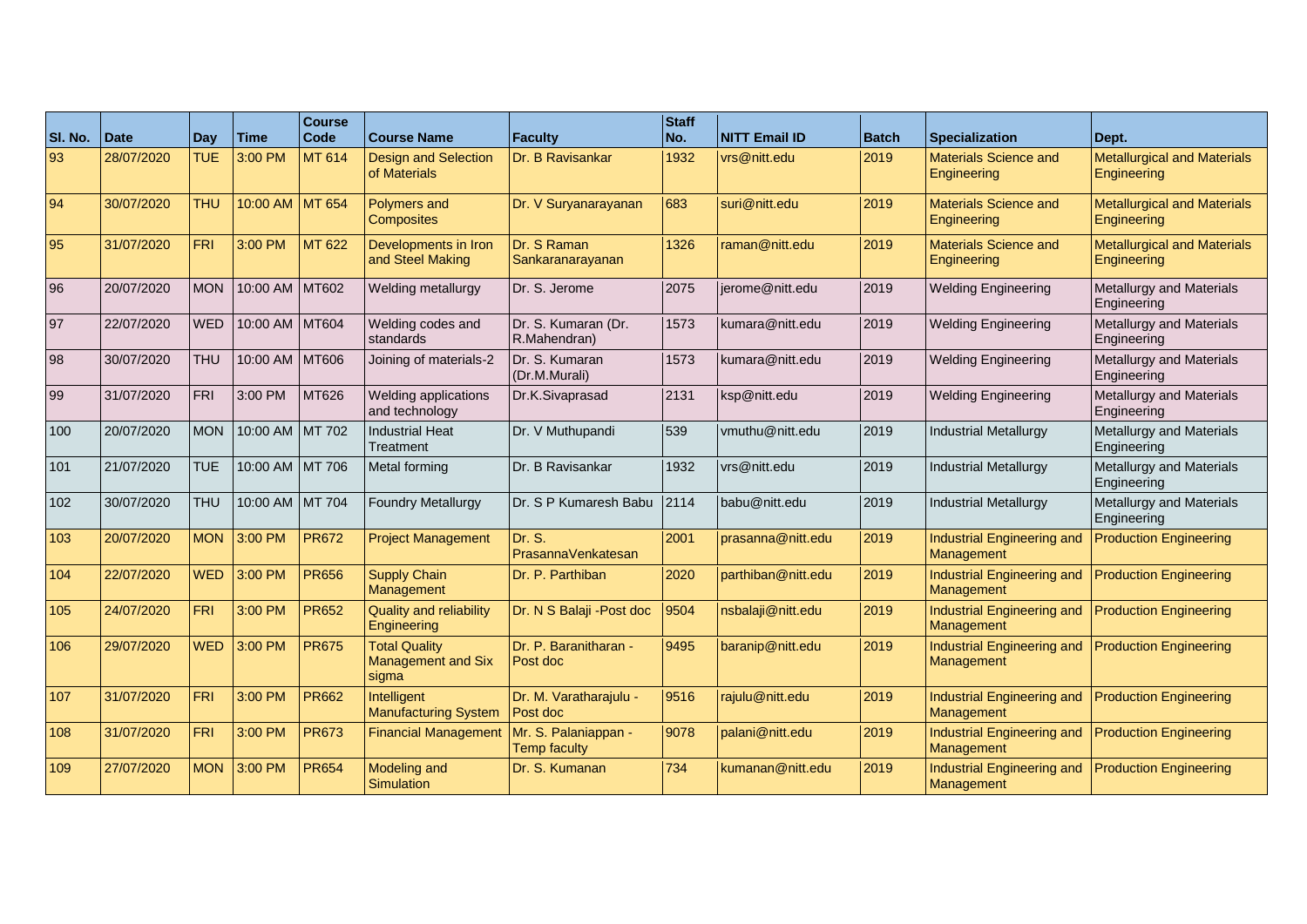| Sl. No. | Date | Day | Time | Course Code | Course Name | Faculty | Staff No. | NITT Email ID | Batch | Specialization | Dept. |
|---|---|---|---|---|---|---|---|---|---|---|---|
| 93 | 28/07/2020 | TUE | 3:00 PM | MT 614 | Design and Selection of Materials | Dr. B Ravisankar | 1932 | vrs@nitt.edu | 2019 | Materials Science and Engineering | Metallurgical and Materials Engineering |
| 94 | 30/07/2020 | THU | 10:00 AM | MT 654 | Polymers and Composites | Dr. V Suryanarayanan | 683 | suri@nitt.edu | 2019 | Materials Science and Engineering | Metallurgical and Materials Engineering |
| 95 | 31/07/2020 | FRI | 3:00 PM | MT 622 | Developments in Iron and Steel Making | Dr. S Raman Sankaranarayanan | 1326 | raman@nitt.edu | 2019 | Materials Science and Engineering | Metallurgical and Materials Engineering |
| 96 | 20/07/2020 | MON | 10:00 AM | MT602 | Welding metallurgy | Dr. S. Jerome | 2075 | jerome@nitt.edu | 2019 | Welding Engineering | Metallurgy and Materials Engineering |
| 97 | 22/07/2020 | WED | 10:00 AM | MT604 | Welding codes and standards | Dr. S. Kumaran (Dr. R.Mahendran) | 1573 | kumara@nitt.edu | 2019 | Welding Engineering | Metallurgy and Materials Engineering |
| 98 | 30/07/2020 | THU | 10:00 AM | MT606 | Joining of materials-2 | Dr. S. Kumaran (Dr.M.Murali) | 1573 | kumara@nitt.edu | 2019 | Welding Engineering | Metallurgy and Materials Engineering |
| 99 | 31/07/2020 | FRI | 3:00 PM | MT626 | Welding applications and technology | Dr.K.Sivaprasad | 2131 | ksp@nitt.edu | 2019 | Welding Engineering | Metallurgy and Materials Engineering |
| 100 | 20/07/2020 | MON | 10:00 AM | MT 702 | Industrial Heat Treatment | Dr. V Muthupandi | 539 | vmuthu@nitt.edu | 2019 | Industrial Metallurgy | Metallurgy and Materials Engineering |
| 101 | 21/07/2020 | TUE | 10:00 AM | MT 706 | Metal forming | Dr. B Ravisankar | 1932 | vrs@nitt.edu | 2019 | Industrial Metallurgy | Metallurgy and Materials Engineering |
| 102 | 30/07/2020 | THU | 10:00 AM | MT 704 | Foundry Metallurgy | Dr. S P Kumaresh Babu | 2114 | babu@nitt.edu | 2019 | Industrial Metallurgy | Metallurgy and Materials Engineering |
| 103 | 20/07/2020 | MON | 3:00 PM | PR672 | Project Management | Dr. S. PrasannaVenkatesan | 2001 | prasanna@nitt.edu | 2019 | Industrial Engineering and Management | Production Engineering |
| 104 | 22/07/2020 | WED | 3:00 PM | PR656 | Supply Chain Management | Dr. P. Parthiban | 2020 | parthiban@nitt.edu | 2019 | Industrial Engineering and Management | Production Engineering |
| 105 | 24/07/2020 | FRI | 3:00 PM | PR652 | Quality and reliability Engineering | Dr. N S Balaji -Post doc | 9504 | nsbalaji@nitt.edu | 2019 | Industrial Engineering and Management | Production Engineering |
| 106 | 29/07/2020 | WED | 3:00 PM | PR675 | Total Quality Management and Six sigma | Dr. P. Baranitharan - Post doc | 9495 | baranip@nitt.edu | 2019 | Industrial Engineering and Management | Production Engineering |
| 107 | 31/07/2020 | FRI | 3:00 PM | PR662 | Intelligent Manufacturing System | Dr. M. Varatharajulu - Post doc | 9516 | rajulu@nitt.edu | 2019 | Industrial Engineering and Management | Production Engineering |
| 108 | 31/07/2020 | FRI | 3:00 PM | PR673 | Financial Management | Mr. S. Palaniappan - Temp faculty | 9078 | palani@nitt.edu | 2019 | Industrial Engineering and Management | Production Engineering |
| 109 | 27/07/2020 | MON | 3:00 PM | PR654 | Modeling and Simulation | Dr. S. Kumanan | 734 | kumanan@nitt.edu | 2019 | Industrial Engineering and Management | Production Engineering |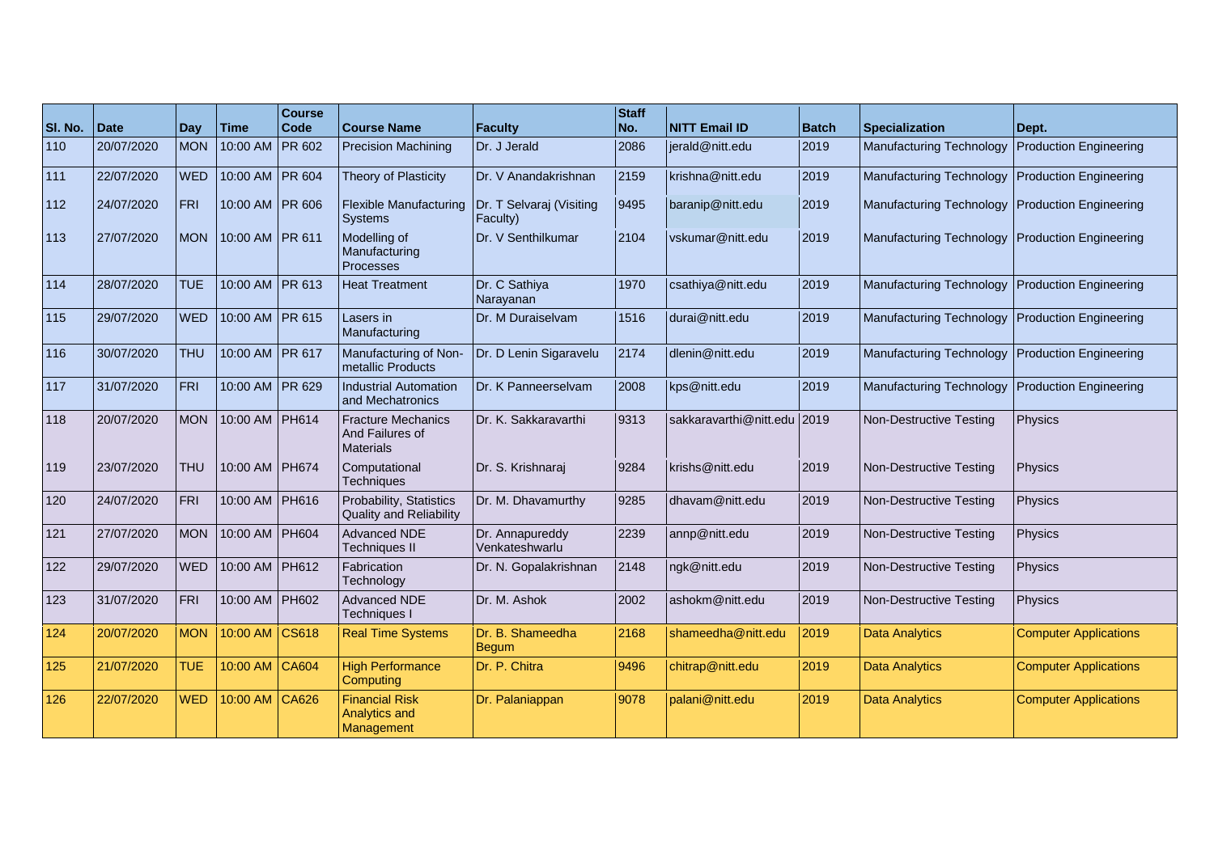| Sl. No. | Date | Day | Time | Course Code | Course Name | Faculty | Staff No. | NITT Email ID | Batch | Specialization | Dept. |
|---|---|---|---|---|---|---|---|---|---|---|---|
| 110 | 20/07/2020 | MON | 10:00 AM | PR 602 | Precision Machining | Dr. J Jerald | 2086 | jerald@nitt.edu | 2019 | Manufacturing Technology | Production Engineering |
| 111 | 22/07/2020 | WED | 10:00 AM | PR 604 | Theory of Plasticity | Dr. V Anandakrishnan | 2159 | krishna@nitt.edu | 2019 | Manufacturing Technology | Production Engineering |
| 112 | 24/07/2020 | FRI | 10:00 AM | PR 606 | Flexible Manufacturing Systems | Dr. T Selvaraj (Visiting Faculty) | 9495 | baranip@nitt.edu | 2019 | Manufacturing Technology | Production Engineering |
| 113 | 27/07/2020 | MON | 10:00 AM | PR 611 | Modelling of Manufacturing Processes | Dr. V Senthilkumar | 2104 | vskumar@nitt.edu | 2019 | Manufacturing Technology | Production Engineering |
| 114 | 28/07/2020 | TUE | 10:00 AM | PR 613 | Heat Treatment | Dr. C Sathiya Narayanan | 1970 | csathiya@nitt.edu | 2019 | Manufacturing Technology | Production Engineering |
| 115 | 29/07/2020 | WED | 10:00 AM | PR 615 | Lasers in Manufacturing | Dr. M Duraiselvam | 1516 | durai@nitt.edu | 2019 | Manufacturing Technology | Production Engineering |
| 116 | 30/07/2020 | THU | 10:00 AM | PR 617 | Manufacturing of Non-metallic Products | Dr. D Lenin Sigaravelu | 2174 | dlenin@nitt.edu | 2019 | Manufacturing Technology | Production Engineering |
| 117 | 31/07/2020 | FRI | 10:00 AM | PR 629 | Industrial Automation and Mechatronics | Dr. K Panneerselvam | 2008 | kps@nitt.edu | 2019 | Manufacturing Technology | Production Engineering |
| 118 | 20/07/2020 | MON | 10:00 AM | PH614 | Fracture Mechanics And Failures of Materials | Dr. K. Sakkaravarthi | 9313 | sakkaravarthi@nitt.edu | 2019 | Non-Destructive Testing | Physics |
| 119 | 23/07/2020 | THU | 10:00 AM | PH674 | Computational Techniques | Dr. S. Krishnaraj | 9284 | krishs@nitt.edu | 2019 | Non-Destructive Testing | Physics |
| 120 | 24/07/2020 | FRI | 10:00 AM | PH616 | Probability, Statistics Quality and Reliability | Dr. M. Dhavamurthy | 9285 | dhavam@nitt.edu | 2019 | Non-Destructive Testing | Physics |
| 121 | 27/07/2020 | MON | 10:00 AM | PH604 | Advanced NDE Techniques II | Dr. Annapureddy Venkateshwarlu | 2239 | annp@nitt.edu | 2019 | Non-Destructive Testing | Physics |
| 122 | 29/07/2020 | WED | 10:00 AM | PH612 | Fabrication Technology | Dr. N. Gopalakrishnan | 2148 | ngk@nitt.edu | 2019 | Non-Destructive Testing | Physics |
| 123 | 31/07/2020 | FRI | 10:00 AM | PH602 | Advanced NDE Techniques I | Dr. M. Ashok | 2002 | ashokm@nitt.edu | 2019 | Non-Destructive Testing | Physics |
| 124 | 20/07/2020 | MON | 10:00 AM | CS618 | Real Time Systems | Dr. B. Shameedha Begum | 2168 | shameedha@nitt.edu | 2019 | Data Analytics | Computer Applications |
| 125 | 21/07/2020 | TUE | 10:00 AM | CA604 | High Performance Computing | Dr. P. Chitra | 9496 | chitrap@nitt.edu | 2019 | Data Analytics | Computer Applications |
| 126 | 22/07/2020 | WED | 10:00 AM | CA626 | Financial Risk Analytics and Management | Dr. Palaniappan | 9078 | palani@nitt.edu | 2019 | Data Analytics | Computer Applications |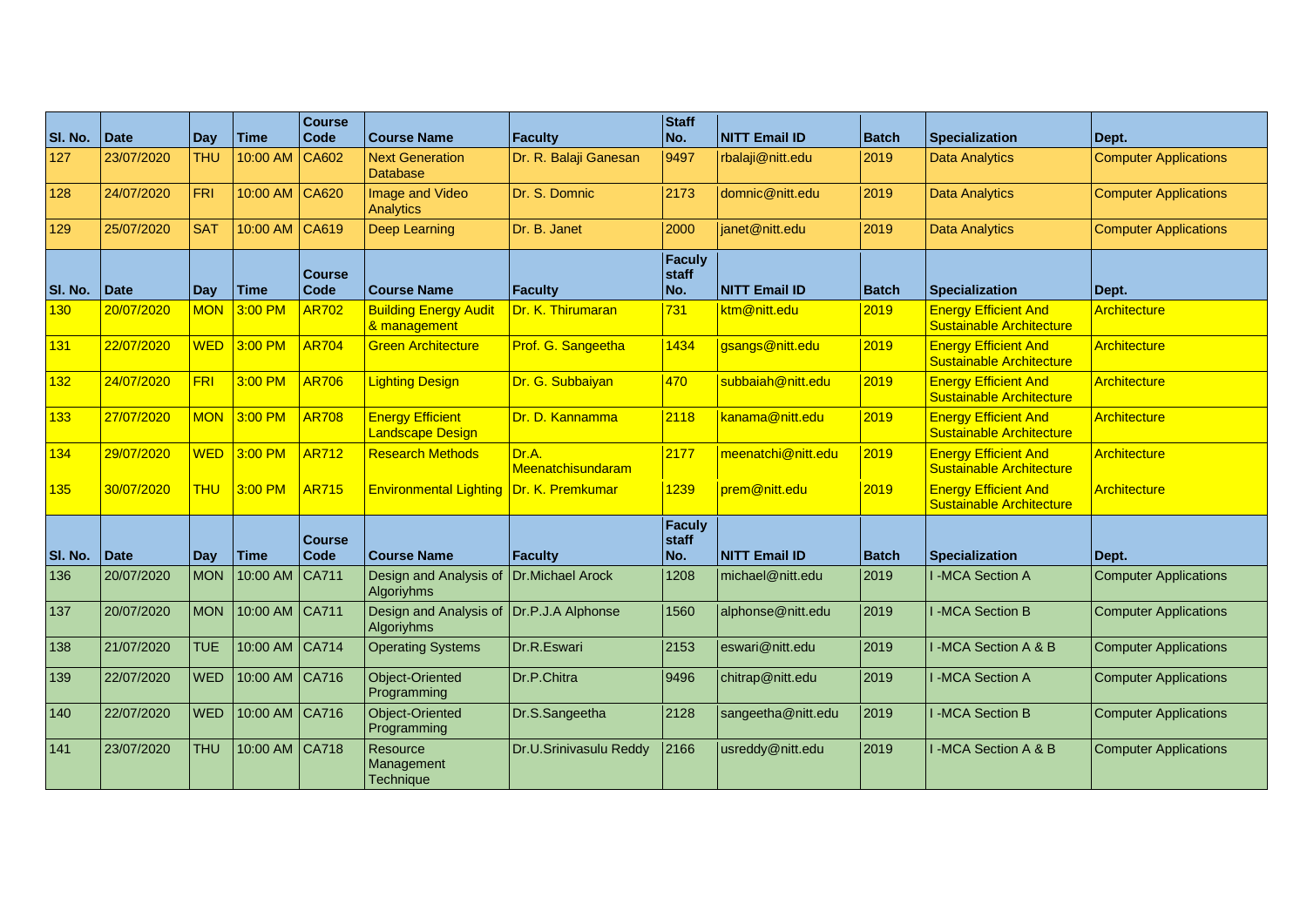| Sl. No. | Date | Day | Time | Course Code | Course Name | Faculty | Staff No. | NITT Email ID | Batch | Specialization | Dept. |
|---|---|---|---|---|---|---|---|---|---|---|---|
| 127 | 23/07/2020 | THU | 10:00 AM | CA602 | Next Generation Database | Dr. R. Balaji Ganesan | 9497 | rbalaji@nitt.edu | 2019 | Data Analytics | Computer Applications |
| 128 | 24/07/2020 | FRI | 10:00 AM | CA620 | Image and Video Analytics | Dr. S. Domnic | 2173 | domnic@nitt.edu | 2019 | Data Analytics | Computer Applications |
| 129 | 25/07/2020 | SAT | 10:00 AM | CA619 | Deep Learning | Dr. B. Janet | 2000 | janet@nitt.edu | 2019 | Data Analytics | Computer Applications |

| Sl. No. | Date | Day | Time | Course Code | Course Name | Faculty | Faculy staff No. | NITT Email ID | Batch | Specialization | Dept. |
|---|---|---|---|---|---|---|---|---|---|---|---|
| 130 | 20/07/2020 | MON | 3:00 PM | AR702 | Building Energy Audit & management | Dr. K. Thirumaran | 731 | ktm@nitt.edu | 2019 | Energy Efficient And Sustainable Architecture | Architecture |
| 131 | 22/07/2020 | WED | 3:00 PM | AR704 | Green Architecture | Prof. G. Sangeetha | 1434 | gsangs@nitt.edu | 2019 | Energy Efficient And Sustainable Architecture | Architecture |
| 132 | 24/07/2020 | FRI | 3:00 PM | AR706 | Lighting Design | Dr. G. Subbaiyan | 470 | subbaiah@nitt.edu | 2019 | Energy Efficient And Sustainable Architecture | Architecture |
| 133 | 27/07/2020 | MON | 3:00 PM | AR708 | Energy Efficient Landscape Design | Dr. D. Kannamma | 2118 | kanama@nitt.edu | 2019 | Energy Efficient And Sustainable Architecture | Architecture |
| 134 | 29/07/2020 | WED | 3:00 PM | AR712 | Research Methods | Dr.A. Meenatchisundaram | 2177 | meenatchi@nitt.edu | 2019 | Energy Efficient And Sustainable Architecture | Architecture |
| 135 | 30/07/2020 | THU | 3:00 PM | AR715 | Environmental Lighting | Dr. K. Premkumar | 1239 | prem@nitt.edu | 2019 | Energy Efficient And Sustainable Architecture | Architecture |

| Sl. No. | Date | Day | Time | Course Code | Course Name | Faculty | Faculy staff No. | NITT Email ID | Batch | Specialization | Dept. |
|---|---|---|---|---|---|---|---|---|---|---|---|
| 136 | 20/07/2020 | MON | 10:00 AM | CA711 | Design and Analysis of Algoriyhms | Dr.Michael Arock | 1208 | michael@nitt.edu | 2019 | I -MCA Section A | Computer Applications |
| 137 | 20/07/2020 | MON | 10:00 AM | CA711 | Design and Analysis of Algoriyhms | Dr.P.J.A Alphonse | 1560 | alphonse@nitt.edu | 2019 | I -MCA Section B | Computer Applications |
| 138 | 21/07/2020 | TUE | 10:00 AM | CA714 | Operating Systems | Dr.R.Eswari | 2153 | eswari@nitt.edu | 2019 | I -MCA Section A & B | Computer Applications |
| 139 | 22/07/2020 | WED | 10:00 AM | CA716 | Object-Oriented Programming | Dr.P.Chitra | 9496 | chitrap@nitt.edu | 2019 | I -MCA Section A | Computer Applications |
| 140 | 22/07/2020 | WED | 10:00 AM | CA716 | Object-Oriented Programming | Dr.S.Sangeetha | 2128 | sangeetha@nitt.edu | 2019 | I -MCA Section B | Computer Applications |
| 141 | 23/07/2020 | THU | 10:00 AM | CA718 | Resource Management Technique | Dr.U.Srinivasulu Reddy | 2166 | usreddy@nitt.edu | 2019 | I -MCA Section A & B | Computer Applications |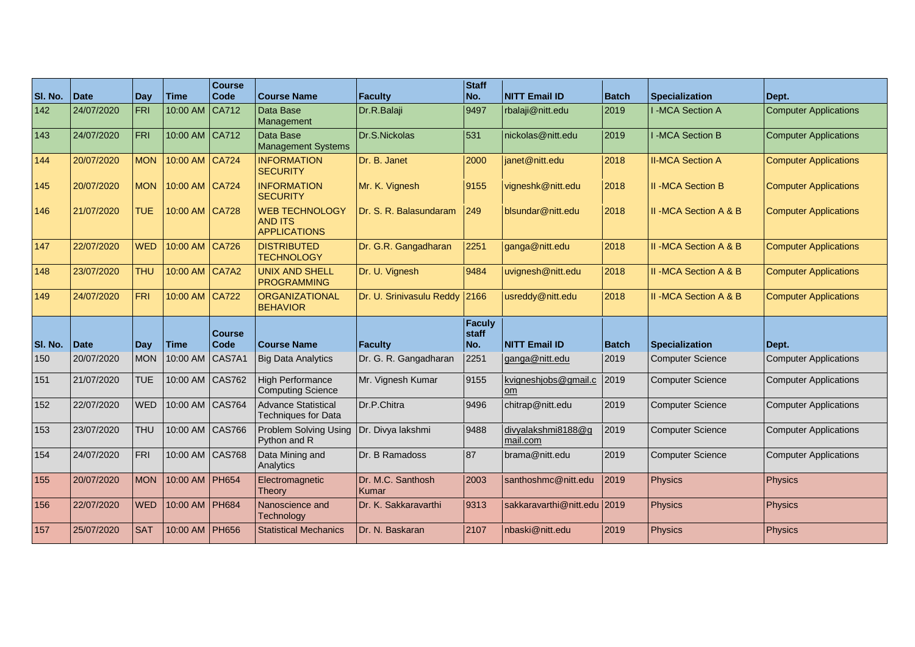| Sl. No. | Date | Day | Time | Course Code | Course Name | Faculty | Staff No. | NITT Email ID | Batch | Specialization | Dept. |
|---|---|---|---|---|---|---|---|---|---|---|---|
| 142 | 24/07/2020 | FRI | 10:00 AM | CA712 | Data Base Management | Dr.R.Balaji | 9497 | rbalaji@nitt.edu | 2019 | I -MCA Section A | Computer Applications |
| 143 | 24/07/2020 | FRI | 10:00 AM | CA712 | Data Base Management Systems | Dr.S.Nickolas | 531 | nickolas@nitt.edu | 2019 | I -MCA Section B | Computer Applications |
| 144 | 20/07/2020 | MON | 10:00 AM | CA724 | INFORMATION SECURITY | Dr. B. Janet | 2000 | janet@nitt.edu | 2018 | II-MCA Section A | Computer Applications |
| 145 | 20/07/2020 | MON | 10:00 AM | CA724 | INFORMATION SECURITY | Mr. K. Vignesh | 9155 | vigneshk@nitt.edu | 2018 | II -MCA Section B | Computer Applications |
| 146 | 21/07/2020 | TUE | 10:00 AM | CA728 | WEB TECHNOLOGY AND ITS APPLICATIONS | Dr. S. R. Balasundaram | 249 | blsundar@nitt.edu | 2018 | II -MCA Section A & B | Computer Applications |
| 147 | 22/07/2020 | WED | 10:00 AM | CA726 | DISTRIBUTED TECHNOLOGY | Dr. G.R. Gangadharan | 2251 | ganga@nitt.edu | 2018 | II -MCA Section A & B | Computer Applications |
| 148 | 23/07/2020 | THU | 10:00 AM | CA7A2 | UNIX AND SHELL PROGRAMMING | Dr. U. Vignesh | 9484 | uvignesh@nitt.edu | 2018 | II -MCA Section A & B | Computer Applications |
| 149 | 24/07/2020 | FRI | 10:00 AM | CA722 | ORGANIZATIONAL BEHAVIOR | Dr. U. Srinivasulu Reddy | 2166 | usreddy@nitt.edu | 2018 | II -MCA Section A & B | Computer Applications |
| **Sl. No.** | **Date** | **Day** | **Time** | **Course Code** | **Course Name** | **Faculty** | **Faculy staff No.** | **NITT Email ID** | **Batch** | **Specialization** | **Dept.** |
| 150 | 20/07/2020 | MON | 10:00 AM | CAS7A1 | Big Data Analytics | Dr. G. R. Gangadharan | 2251 | ganga@nitt.edu | 2019 | Computer Science | Computer Applications |
| 151 | 21/07/2020 | TUE | 10:00 AM | CAS762 | High Performance Computing Science | Mr. Vignesh Kumar | 9155 | kvigneshjobs@gmail.com | 2019 | Computer Science | Computer Applications |
| 152 | 22/07/2020 | WED | 10:00 AM | CAS764 | Advance Statistical Techniques for Data | Dr.P.Chitra | 9496 | chitrap@nitt.edu | 2019 | Computer Science | Computer Applications |
| 153 | 23/07/2020 | THU | 10:00 AM | CAS766 | Problem Solving Using Python and R | Dr. Divya lakshmi | 9488 | divyalakshmi8188@gmail.com | 2019 | Computer Science | Computer Applications |
| 154 | 24/07/2020 | FRI | 10:00 AM | CAS768 | Data Mining and Analytics | Dr. B Ramadoss | 87 | brama@nitt.edu | 2019 | Computer Science | Computer Applications |
| 155 | 20/07/2020 | MON | 10:00 AM | PH654 | Electromagnetic Theory | Dr. M.C. Santhosh Kumar | 2003 | santhoshmc@nitt.edu | 2019 | Physics | Physics |
| 156 | 22/07/2020 | WED | 10:00 AM | PH684 | Nanoscience and Technology | Dr. K. Sakkaravarthi | 9313 | sakkaravarthi@nitt.edu | 2019 | Physics | Physics |
| 157 | 25/07/2020 | SAT | 10:00 AM | PH656 | Statistical Mechanics | Dr. N. Baskaran | 2107 | nbaski@nitt.edu | 2019 | Physics | Physics |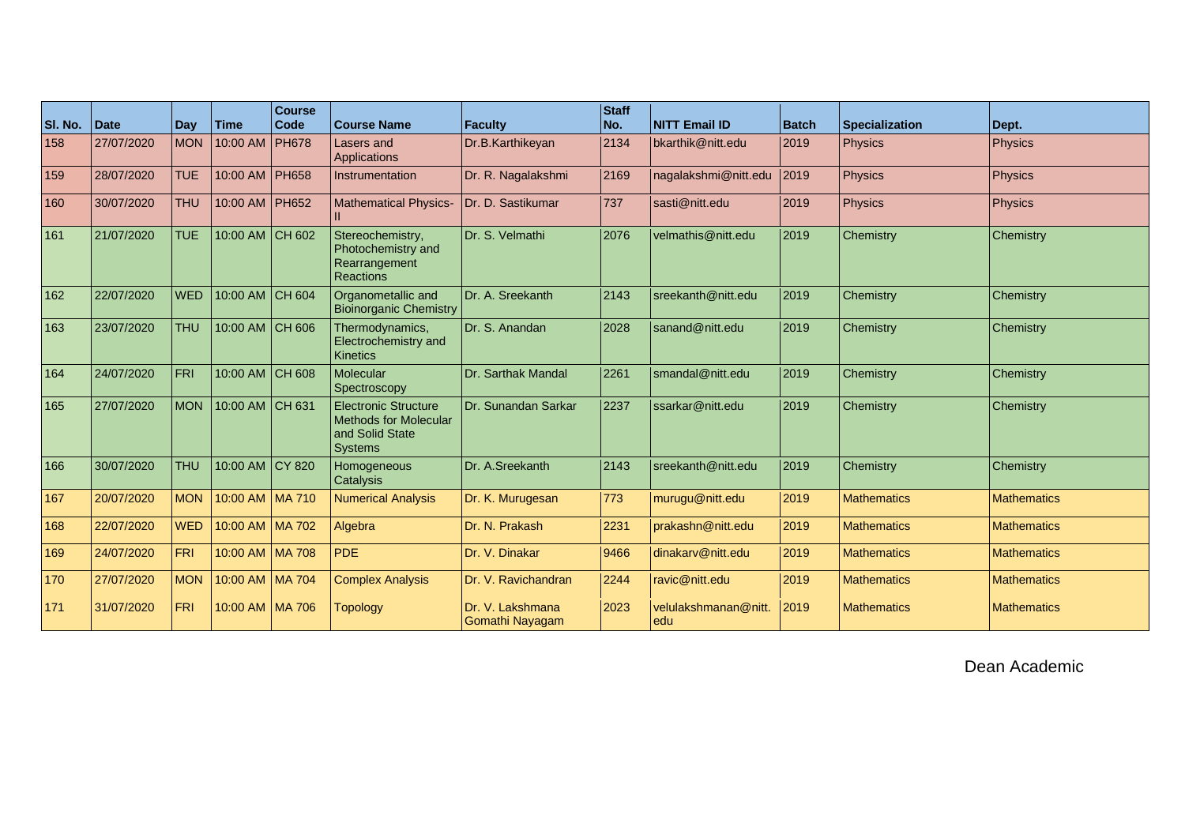| Sl. No. | Date | Day | Time | Course Code | Course Name | Faculty | Staff No. | NITT Email ID | Batch | Specialization | Dept. |
|---|---|---|---|---|---|---|---|---|---|---|---|
| 158 | 27/07/2020 | MON | 10:00 AM | PH678 | Lasers and Applications | Dr.B.Karthikeyan | 2134 | bkarthik@nitt.edu | 2019 | Physics | Physics |
| 159 | 28/07/2020 | TUE | 10:00 AM | PH658 | Instrumentation | Dr. R. Nagalakshmi | 2169 | nagalakshmi@nitt.edu | 2019 | Physics | Physics |
| 160 | 30/07/2020 | THU | 10:00 AM | PH652 | Mathematical Physics-II | Dr. D. Sastikumar | 737 | sasti@nitt.edu | 2019 | Physics | Physics |
| 161 | 21/07/2020 | TUE | 10:00 AM | CH 602 | Stereochemistry, Photochemistry and Rearrangement Reactions | Dr. S. Velmathi | 2076 | velmathis@nitt.edu | 2019 | Chemistry | Chemistry |
| 162 | 22/07/2020 | WED | 10:00 AM | CH 604 | Organometallic and Bioinorganic Chemistry | Dr. A. Sreekanth | 2143 | sreekanth@nitt.edu | 2019 | Chemistry | Chemistry |
| 163 | 23/07/2020 | THU | 10:00 AM | CH 606 | Thermodynamics, Electrochemistry and Kinetics | Dr. S. Anandan | 2028 | sanand@nitt.edu | 2019 | Chemistry | Chemistry |
| 164 | 24/07/2020 | FRI | 10:00 AM | CH 608 | Molecular Spectroscopy | Dr. Sarthak Mandal | 2261 | smandal@nitt.edu | 2019 | Chemistry | Chemistry |
| 165 | 27/07/2020 | MON | 10:00 AM | CH 631 | Electronic Structure Methods for Molecular and Solid State Systems | Dr. Sunandan Sarkar | 2237 | ssarkar@nitt.edu | 2019 | Chemistry | Chemistry |
| 166 | 30/07/2020 | THU | 10:00 AM | CY 820 | Homogeneous Catalysis | Dr. A.Sreekanth | 2143 | sreekanth@nitt.edu | 2019 | Chemistry | Chemistry |
| 167 | 20/07/2020 | MON | 10:00 AM | MA 710 | Numerical Analysis | Dr. K. Murugesan | 773 | murugu@nitt.edu | 2019 | Mathematics | Mathematics |
| 168 | 22/07/2020 | WED | 10:00 AM | MA 702 | Algebra | Dr. N. Prakash | 2231 | prakashn@nitt.edu | 2019 | Mathematics | Mathematics |
| 169 | 24/07/2020 | FRI | 10:00 AM | MA 708 | PDE | Dr. V. Dinakar | 9466 | dinakarv@nitt.edu | 2019 | Mathematics | Mathematics |
| 170 | 27/07/2020 | MON | 10:00 AM | MA 704 | Complex Analysis | Dr. V. Ravichandran | 2244 | ravic@nitt.edu | 2019 | Mathematics | Mathematics |
| 171 | 31/07/2020 | FRI | 10:00 AM | MA 706 | Topology | Dr. V. Lakshmana Gomathi Nayagam | 2023 | velulakshmanan@nitt.edu | 2019 | Mathematics | Mathematics |

Dean Academic